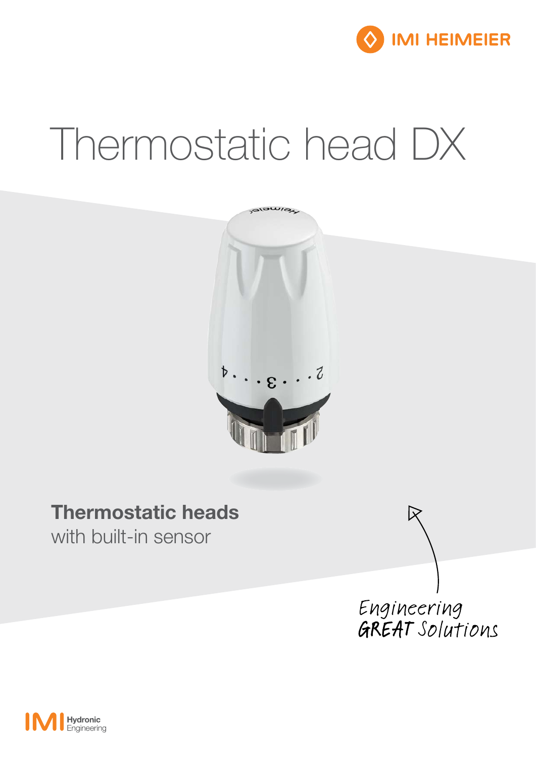IMI HEIMEIER

# Thermostatic head DX

**Thermostatic heads**
with built-in sensor

Engineering GREAT Solutions

IMI Hydronic Engineering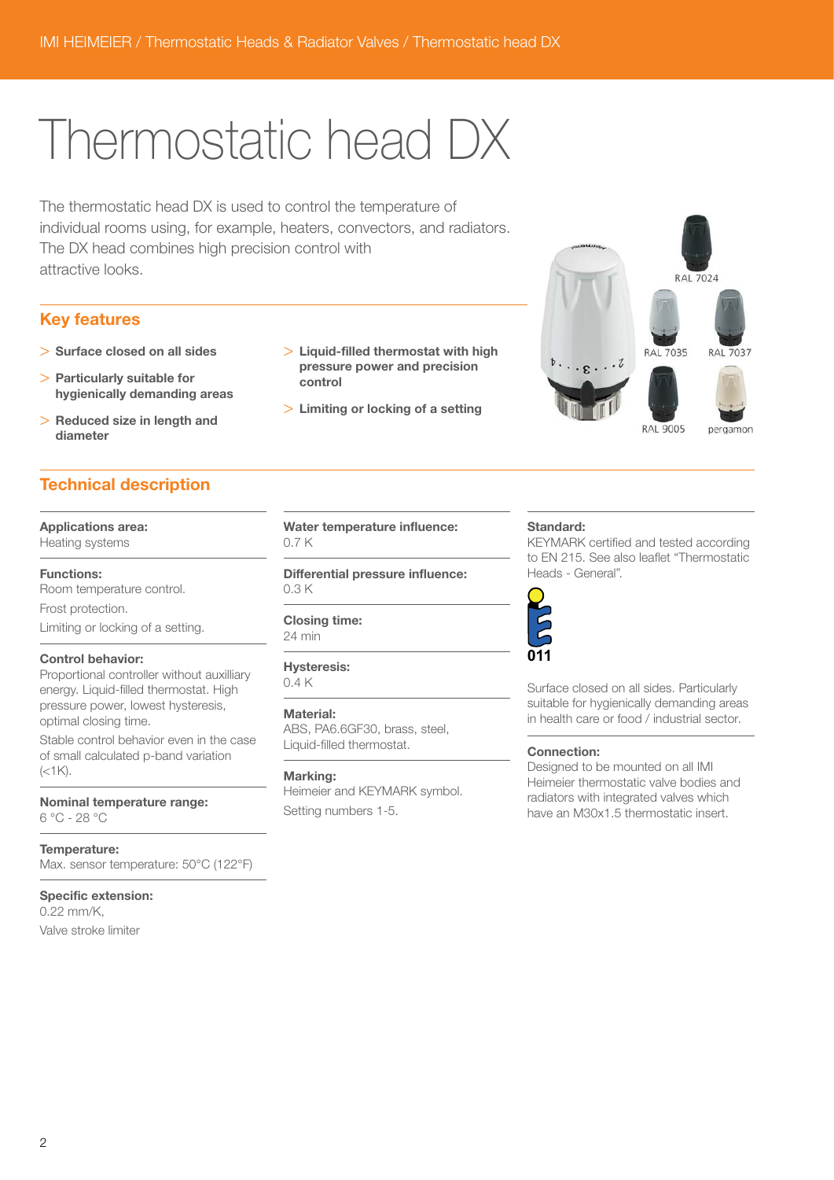# Thermostatic head DX

The thermostatic head DX is used to control the temperature of individual rooms using, for example, heaters, convectors, and radiators. The DX head combines high precision control with attractive looks.

RAL 7024

RAL 7035 RAL 7037

RAL 9005 pergamon

## Key features

- > **Surface closed on all sides**
- > **Particularly suitable for hygienically demanding areas**
- > **Reduced size in length and diameter**
- > **Liquid-filled thermostat with high pressure power and precision control**
- > **Limiting or locking of a setting**

## Technical description

**Applications area:**
Heating systems

**Functions:**
Room temperature control.

Frost protection.

Limiting or locking of a setting.

**Control behavior:**
Proportional controller without auxilliary energy. Liquid-filled thermostat. High pressure power, lowest hysteresis, optimal closing time.

Stable control behavior even in the case of small calculated p-band variation (<1K).

**Nominal temperature range:**
6 °C - 28 °C

**Temperature:**
Max. sensor temperature: 50°C (122°F)

**Specific extension:**
0.22 mm/K,

Valve stroke limiter

**Water temperature influence:**
0.7 K

**Differential pressure influence:**
0.3 K

**Closing time:**
24 min

**Hysteresis:**
0.4 K

**Material:**
ABS, PA6.6GF30, brass, steel, Liquid-filled thermostat.

**Marking:**
Heimeier and KEYMARK symbol.

Setting numbers 1-5.

**Standard:**
KEYMARK certified and tested according to EN 215. See also leaflet "Thermostatic Heads - General".

011

Surface closed on all sides. Particularly suitable for hygienically demanding areas in health care or food / industrial sector.

**Connection:**
Designed to be mounted on all IMI Heimeier thermostatic valve bodies and radiators with integrated valves which have an M30x1.5 thermostatic insert.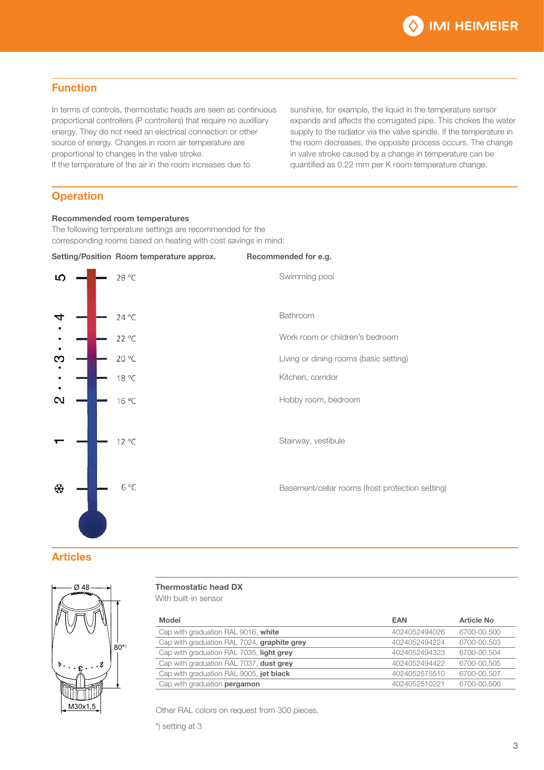## Function

In terms of controls, thermostatic heads are seen as continuous proportional controllers (P controllers) that require no auxilliary energy. They do not need an electrical connection or other source of energy. Changes in room air temperature are proportional to changes in the valve stroke.
If the temperature of the air in the room increases due to sunshine, for example, the liquid in the temperature sensor expands and affects the corrugated pipe. This chokes the water supply to the radiator via the valve spindle. If the temperature in the room decreases, the opposite process occurs. The change in valve stroke caused by a change in temperature can be quantified as 0.22 mm per K room temperature change.

## Operation

**Recommended room temperatures**
The following temperature settings are recommended for the corresponding rooms based on heating with cost savings in mind:

| Setting/Position | Room temperature approx. | Recommended for e.g. |
|---|---|---|
| 5 | 28 °C | Swimming pool |
| 4 | 24 °C | Bathroom |
| • | 22 °C | Work room or children's bedroom |
| 3 | 20 °C | Living or dining rooms (basic setting) |
| • | 18 °C | Kitchen, corridor |
| 2 | 16 °C | Hobby room, bedroom |
| 1 | 12 °C | Stairway, vestibule |
| ❄ | 6 °C | Basement/cellar rooms (frost protection setting) |

## Articles

Ø 48
80*)
M30x1,5

**Thermostatic head DX**
With built-in sensor

| Model | EAN | Article No |
|---|---|---|
| Cap with graduation RAL 9016, **white** | 4024052494026 | 6700-00.500 |
| Cap with graduation RAL 7024, **graphite grey** | 4024052494224 | 6700-00.503 |
| Cap with graduation RAL 7035, **light grey** | 4024052494323 | 6700-00.504 |
| Cap with graduation RAL 7037, **dust grey** | 4024052494422 | 6700-00.505 |
| Cap with graduation RAL 9005, **jet black** | 4024052575510 | 6700-00.507 |
| Cap with graduation **pergamon** | 4024052510221 | 6700-00.506 |

Other RAL colors on request from 300 pieces.

*) setting at 3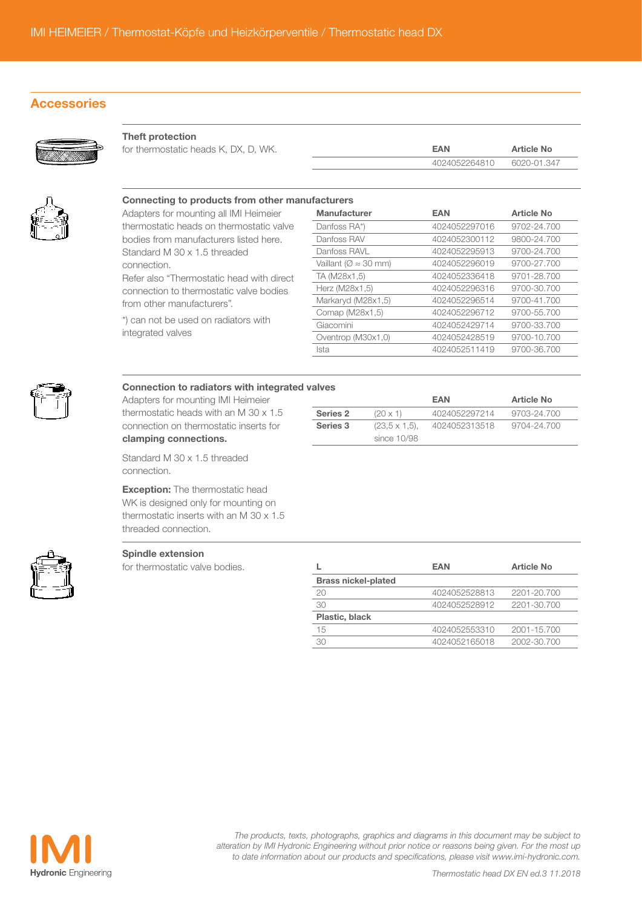## Accessories

### Theft protection

for thermostatic heads K, DX, D, WK.

| EAN | Article No |
|---|---|
| 4024052264810 | 6020-01.347 |

### Connecting to products from other manufacturers

Adapters for mounting all IMI Heimeier thermostatic heads on thermostatic valve bodies from manufacturers listed here. Standard M 30 x 1.5 threaded connection.
Refer also "Thermostatic head with direct connection to thermostatic valve bodies from other manufacturers".

*) can not be used on radiators with integrated valves

| Manufacturer | EAN | Article No |
|---|---|---|
| Danfoss RA*) | 4024052297016 | 9702-24.700 |
| Danfoss RAV | 4024052300112 | 9800-24.700 |
| Danfoss RAVL | 4024052295913 | 9700-24.700 |
| Vaillant (Ø ≈ 30 mm) | 4024052296019 | 9700-27.700 |
| TA (M28x1,5) | 4024052336418 | 9701-28.700 |
| Herz (M28x1,5) | 4024052296316 | 9700-30.700 |
| Markaryd (M28x1,5) | 4024052296514 | 9700-41.700 |
| Comap (M28x1,5) | 4024052296712 | 9700-55.700 |
| Giacomini | 4024052429714 | 9700-33.700 |
| Oventrop (M30x1,0) | 4024052428519 | 9700-10.700 |
| Ista | 4024052511419 | 9700-36.700 |

### Connection to radiators with integrated valves

Adapters for mounting IMI Heimeier thermostatic heads with an M 30 x 1.5 connection on thermostatic inserts for **clamping connections.**

Standard M 30 x 1.5 threaded connection.

**Exception:** The thermostatic head WK is designed only for mounting on thermostatic inserts with an M 30 x 1.5 threaded connection.

| | | EAN | Article No |
|---|---|---|---|
| **Series 2** | (20 x 1) | 4024052297214 | 9703-24.700 |
| **Series 3** | (23,5 x 1,5), since 10/98 | 4024052313518 | 9704-24.700 |

### Spindle extension

for thermostatic valve bodies.

| L | EAN | Article No |
|---|---|---|
| **Brass nickel-plated** | | |
| 20 | 4024052528813 | 2201-20.700 |
| 30 | 4024052528912 | 2201-30.700 |
| **Plastic, black** | | |
| 15 | 4024052553310 | 2001-15.700 |
| 30 | 4024052165018 | 2002-30.700 |

*The products, texts, photographs, graphics and diagrams in this document may be subject to alteration by IMI Hydronic Engineering without prior notice or reasons being given. For the most up to date information about our products and specifications, please visit www.imi-hydronic.com.*